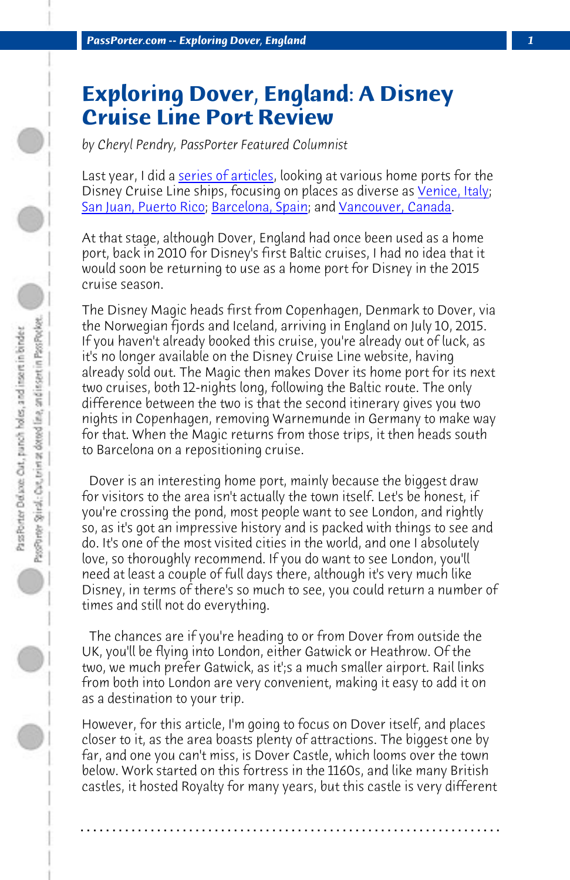# Exploring Dover, England: A Disney Cruise Line Port Review

*by Cheryl Pendry, PassPorter Featured Columnist*

Last year, I did a series of articles, looking at various home ports for the Disney Cruise Line ships, focusing on places as diverse as Venice, Italy; San Juan, Puerto Rico; Barcelona, Spain; and Vancouver, Canada.

At that stage, although Dover, England had once been used as a home port, back in 2010 for Disney's first Baltic cruises, I had no idea that it would soon be returning to use as a home port for Disney in the 2015 cruise season.

The Disney Magic heads first from Copenhagen, Denmark to Dover, via the Norwegian fjords and Iceland, arriving in England on July 10, 2015. If you haven't already booked this cruise, you're already out of luck, as it's no longer available on the Disney Cruise Line website, having already sold out. The Magic then makes Dover its home port for its next two cruises, both 12-nights long, following the Baltic route. The only difference between the two is that the second itinerary gives you two nights in Copenhagen, removing Warnemunde in Germany to make way for that. When the Magic returns from those trips, it then heads south to Barcelona on a repositioning cruise.

Dover is an interesting home port, mainly because the biggest draw for visitors to the area isn't actually the town itself. Let's be honest, if you're crossing the pond, most people want to see London, and rightly so, as it's got an impressive history and is packed with things to see and do. It's one of the most visited cities in the world, and one I absolutely love, so thoroughly recommend. If you do want to see London, you'll need at least a couple of full days there, although it's very much like Disney, in terms of there's so much to see, you could return a number of times and still not do everything.

The chances are if you're heading to or from Dover from outside the UK, you'll be flying into London, either Gatwick or Heathrow. Of the two, we much prefer Gatwick, as it;s a much smaller airport. Rail links from both into London are very convenient, making it easy to add it on as a destination to your trip.

However, for this article, I'm going to focus on Dover itself, and places closer to it, as the area boasts plenty of attractions. The biggest one by far, and one you can't miss, is Dover Castle, which looms over the town below. Work started on this fortress in the 1160s, and like many British castles, it hosted Royalty for many years, but this castle is very different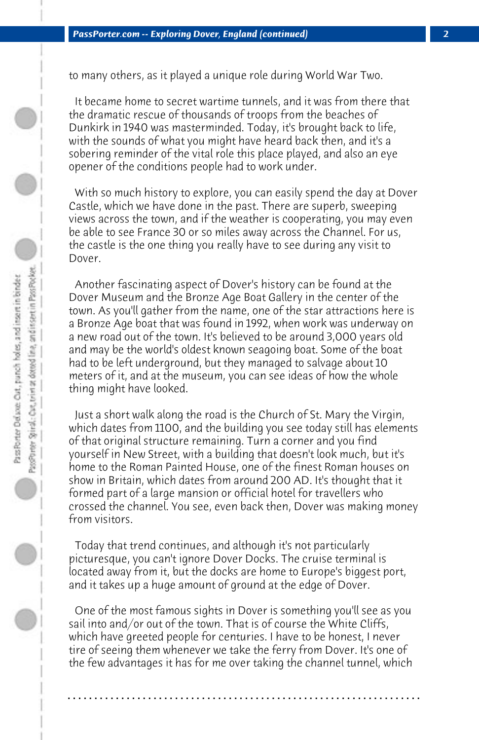to many others, as it played a unique role during World War Two.

It became home to secret wartime tunnels, and it was from there that the dramatic rescue of thousands of troops from the beaches of Dunkirk in 1940 was masterminded. Today, it's brought back to life, with the sounds of what you might have heard back then, and it's a sobering reminder of the vital role this place played, and also an eye opener of the conditions people had to work under.

With so much history to explore, you can easily spend the day at Dover Castle, which we have done in the past. There are superb, sweeping views across the town, and if the weather is cooperating, you may even be able to see France 30 or so miles away across the Channel. For us, the castle is the one thing you really have to see during any visit to Dover.

Another fascinating aspect of Dover's history can be found at the Dover Museum and the Bronze Age Boat Gallery in the center of the town. As you'll gather from the name, one of the star attractions here is a Bronze Age boat that was found in 1992, when work was underway on a new road out of the town. It's believed to be around 3,000 years old and may be the world's oldest known seagoing boat. Some of the boat had to be left underground, but they managed to salvage about 10 meters of it, and at the museum, you can see ideas of how the whole thing might have looked.

Just a short walk along the road is the Church of St. Mary the Virgin, which dates from 1100, and the building you see today still has elements of that original structure remaining. Turn a corner and you find yourself in New Street, with a building that doesn't look much, but it's home to the Roman Painted House, one of the finest Roman houses on show in Britain, which dates from around 200 AD. It's thought that it formed part of a large mansion or official hotel for travellers who crossed the channel. You see, even back then, Dover was making money from visitors.

Today that trend continues, and although it's not particularly picturesque, you can't ignore Dover Docks. The cruise terminal is located away from it, but the docks are home to Europe's biggest port, and it takes up a huge amount of ground at the edge of Dover.

One of the most famous sights in Dover is something you'll see as you sail into and/or out of the town. That is of course the White Cliffs, which have greeted people for centuries. I have to be honest, I never tire of seeing them whenever we take the ferry from Dover. It's one of the few advantages it has for me over taking the channel tunnel, which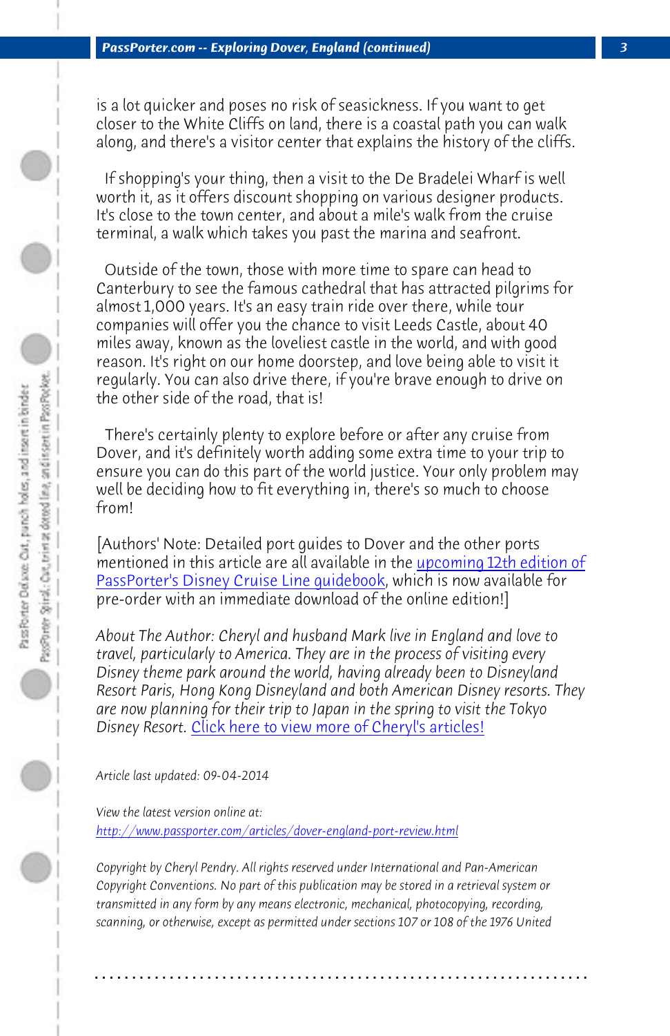is a lot quicker and poses no risk of seasickness. If you want to get closer to the White Cliffs on land, there is a coastal path you can walk along, and there's a visitor center that explains the history of the cliffs.

If shopping's your thing, then a visit to the De Bradelei Wharf is well worth it, as it offers discount shopping on various designer products. It's close to the town center, and about a mile's walk from the cruise terminal, a walk which takes you past the marina and seafront.

Outside of the town, those with more time to spare can head to Canterbury to see the famous cathedral that has attracted pilgrims for almost 1,000 years. It's an easy train ride over there, while tour companies will offer you the chance to visit Leeds Castle, about 40 miles away, known as the loveliest castle in the world, and with good reason. It's right on our home doorstep, and love being able to visit it regularly. You can also drive there, if you're brave enough to drive on the other side of the road, that is!

There's certainly plenty to explore before or after any cruise from Dover, and it's definitely worth adding some extra time to your trip to ensure you can do this part of the world justice. Your only problem may well be deciding how to fit everything in, there's so much to choose from!

[Authors' Note: Detailed port guides to Dover and the other ports mentioned in this article are all available in the upcoming 12th edition of PassPorter's Disney Cruise Line guidebook, which is now available for pre-order with an immediate download of the online edition!]

*About The Author: Cheryl and husband Mark live in England and love to travel, particularly to America. They are in the process of visiting every Disney theme park around the world, having already been to Disneyland Resort Paris, Hong Kong Disneyland and both American Disney resorts. They are now planning for their trip to Japan in the spring to visit the Tokyo Disney Resort.* Click here to view more of Cheryl's articles!

*Article last updated: 09-04-2014*

*View the latest version online at:*
http://www.passporter.com/articles/dover-england-port-review.html

*Copyright by Cheryl Pendry. All rights reserved under International and Pan-American Copyright Conventions. No part of this publication may be stored in a retrieval system or transmitted in any form by any means electronic, mechanical, photocopying, recording, scanning, or otherwise, except as permitted under sections 107 or 108 of the 1976 United*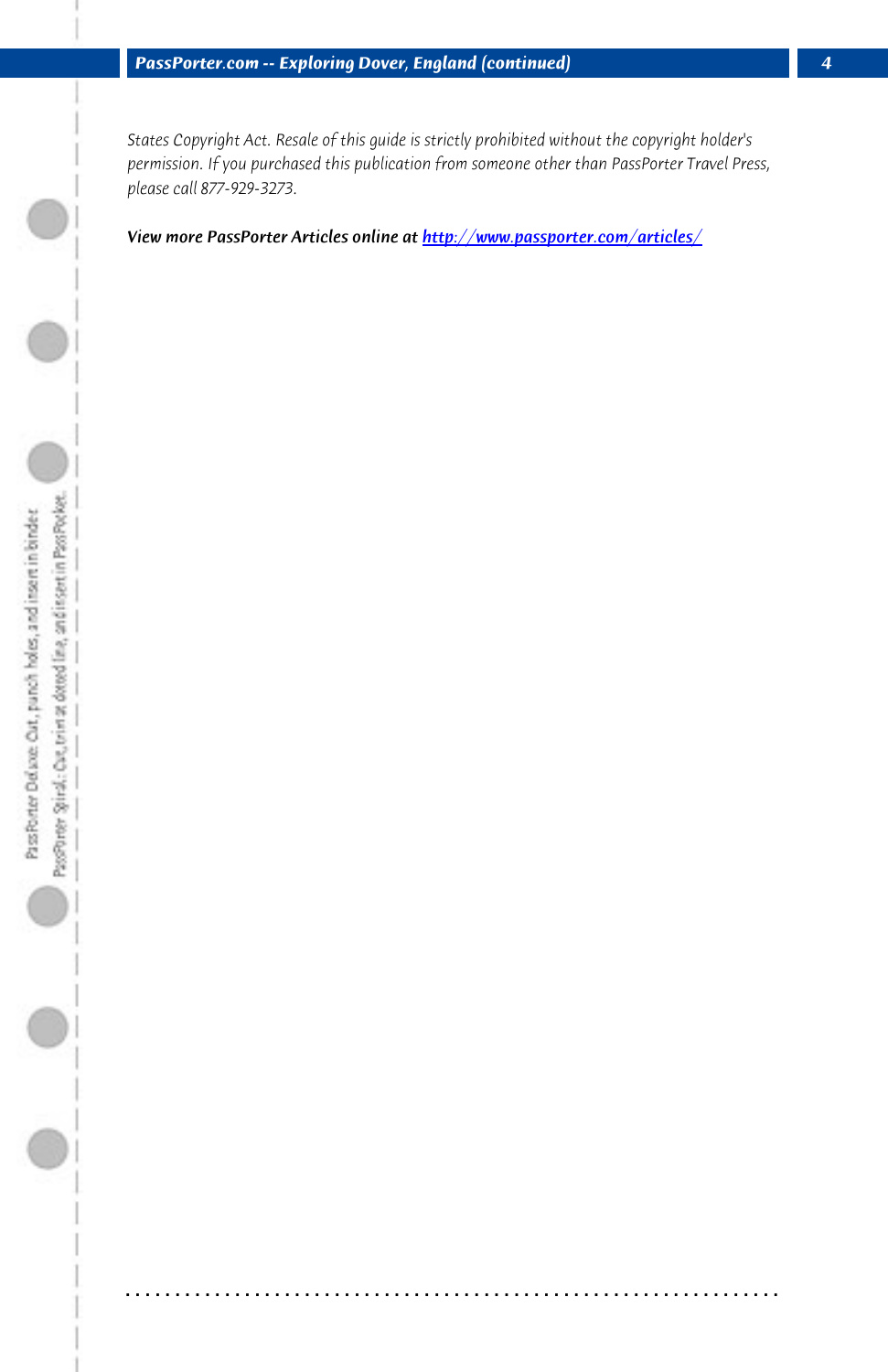*States Copyright Act. Resale of this guide is strictly prohibited without the copyright holder's permission. If you purchased this publication from someone other than PassPorter Travel Press, please call 877-929-3273.*

***View more PassPorter Articles online at [http://www.passporter.com/articles/](http://www.passporter.com/articles/)***